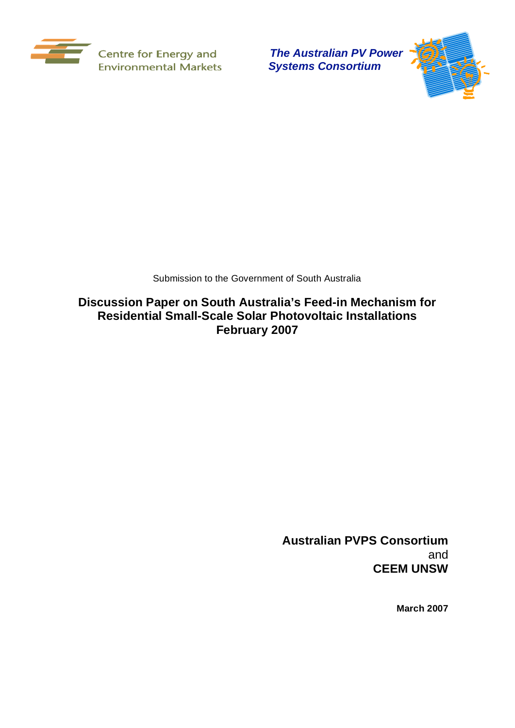Centre for Energy and Environmental Markets

*The Australian PV Power Systems Consortium*

Submission to the Government of South Australia

# Discussion Paper on South Australia's Feed-in Mechanism for Residential Small-Scale Solar Photovoltaic Installations February 2007

**Australian PVPS Consortium**
and
**CEEM UNSW**

**March 2007**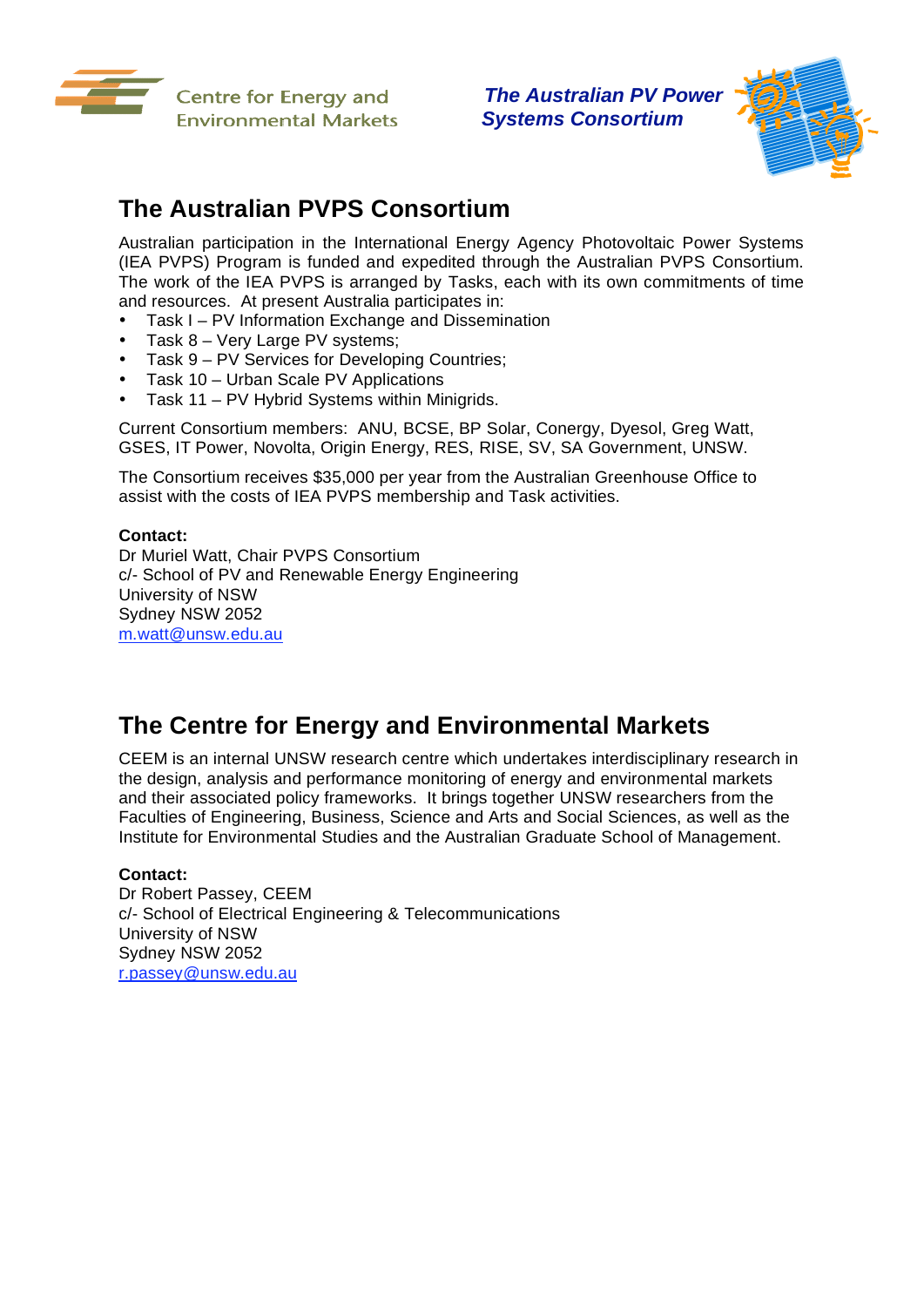Centre for Energy and Environmental Markets

*The Australian PV Power Systems Consortium*

## The Australian PVPS Consortium

Australian participation in the International Energy Agency Photovoltaic Power Systems (IEA PVPS) Program is funded and expedited through the Australian PVPS Consortium. The work of the IEA PVPS is arranged by Tasks, each with its own commitments of time and resources. At present Australia participates in:

- Task I – PV Information Exchange and Dissemination
- Task 8 – Very Large PV systems;
- Task 9 – PV Services for Developing Countries;
- Task 10 – Urban Scale PV Applications
- Task 11 – PV Hybrid Systems within Minigrids.

Current Consortium members: ANU, BCSE, BP Solar, Conergy, Dyesol, Greg Watt, GSES, IT Power, Novolta, Origin Energy, RES, RISE, SV, SA Government, UNSW.

The Consortium receives $35,000 per year from the Australian Greenhouse Office to assist with the costs of IEA PVPS membership and Task activities.

**Contact:**
Dr Muriel Watt, Chair PVPS Consortium
c/- School of PV and Renewable Energy Engineering
University of NSW
Sydney NSW 2052
m.watt@unsw.edu.au

## The Centre for Energy and Environmental Markets

CEEM is an internal UNSW research centre which undertakes interdisciplinary research in the design, analysis and performance monitoring of energy and environmental markets and their associated policy frameworks. It brings together UNSW researchers from the Faculties of Engineering, Business, Science and Arts and Social Sciences, as well as the Institute for Environmental Studies and the Australian Graduate School of Management.

**Contact:**
Dr Robert Passey, CEEM
c/- School of Electrical Engineering & Telecommunications
University of NSW
Sydney NSW 2052
r.passey@unsw.edu.au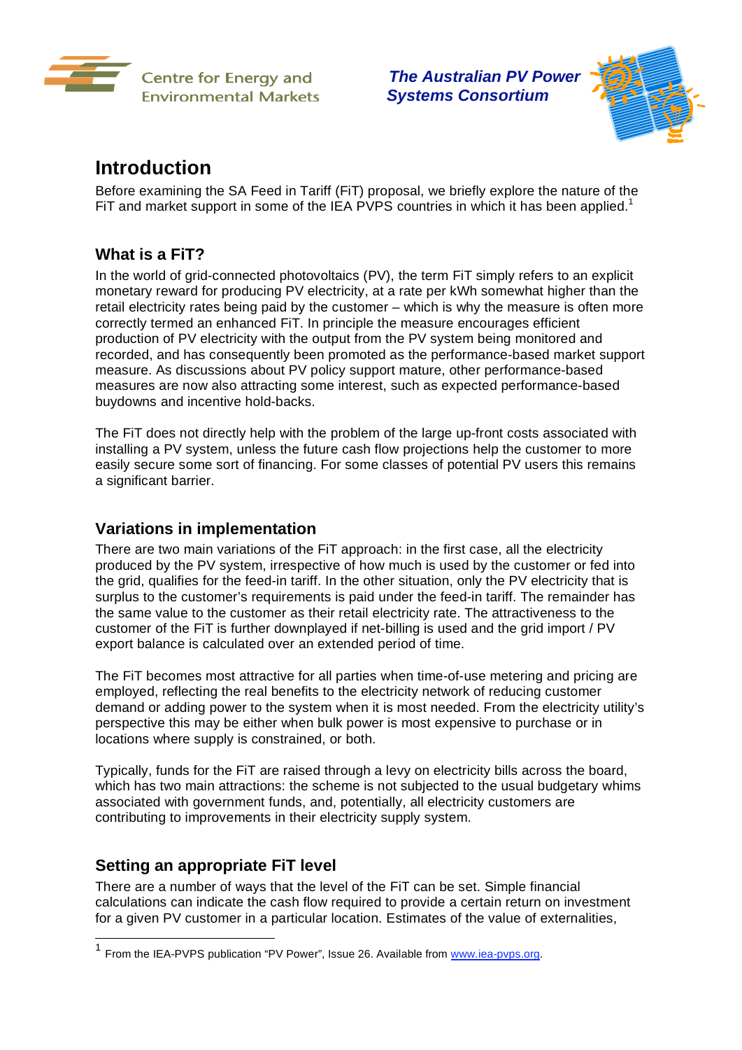# Introduction

Before examining the SA Feed in Tariff (FiT) proposal, we briefly explore the nature of the FiT and market support in some of the IEA PVPS countries in which it has been applied.[1]

## What is a FiT?

In the world of grid-connected photovoltaics (PV), the term FiT simply refers to an explicit monetary reward for producing PV electricity, at a rate per kWh somewhat higher than the retail electricity rates being paid by the customer – which is why the measure is often more correctly termed an enhanced FiT. In principle the measure encourages efficient production of PV electricity with the output from the PV system being monitored and recorded, and has consequently been promoted as the performance-based market support measure. As discussions about PV policy support mature, other performance-based measures are now also attracting some interest, such as expected performance-based buydowns and incentive hold-backs.

The FiT does not directly help with the problem of the large up-front costs associated with installing a PV system, unless the future cash flow projections help the customer to more easily secure some sort of financing. For some classes of potential PV users this remains a significant barrier.

## Variations in implementation

There are two main variations of the FiT approach: in the first case, all the electricity produced by the PV system, irrespective of how much is used by the customer or fed into the grid, qualifies for the feed-in tariff. In the other situation, only the PV electricity that is surplus to the customer's requirements is paid under the feed-in tariff. The remainder has the same value to the customer as their retail electricity rate. The attractiveness to the customer of the FiT is further downplayed if net-billing is used and the grid import / PV export balance is calculated over an extended period of time.

The FiT becomes most attractive for all parties when time-of-use metering and pricing are employed, reflecting the real benefits to the electricity network of reducing customer demand or adding power to the system when it is most needed. From the electricity utility's perspective this may be either when bulk power is most expensive to purchase or in locations where supply is constrained, or both.

Typically, funds for the FiT are raised through a levy on electricity bills across the board, which has two main attractions: the scheme is not subjected to the usual budgetary whims associated with government funds, and, potentially, all electricity customers are contributing to improvements in their electricity supply system.

## Setting an appropriate FiT level

There are a number of ways that the level of the FiT can be set. Simple financial calculations can indicate the cash flow required to provide a certain return on investment for a given PV customer in a particular location. Estimates of the value of externalities,

---

[1] From the IEA-PVPS publication "PV Power", Issue 26. Available from www.iea-pvps.org.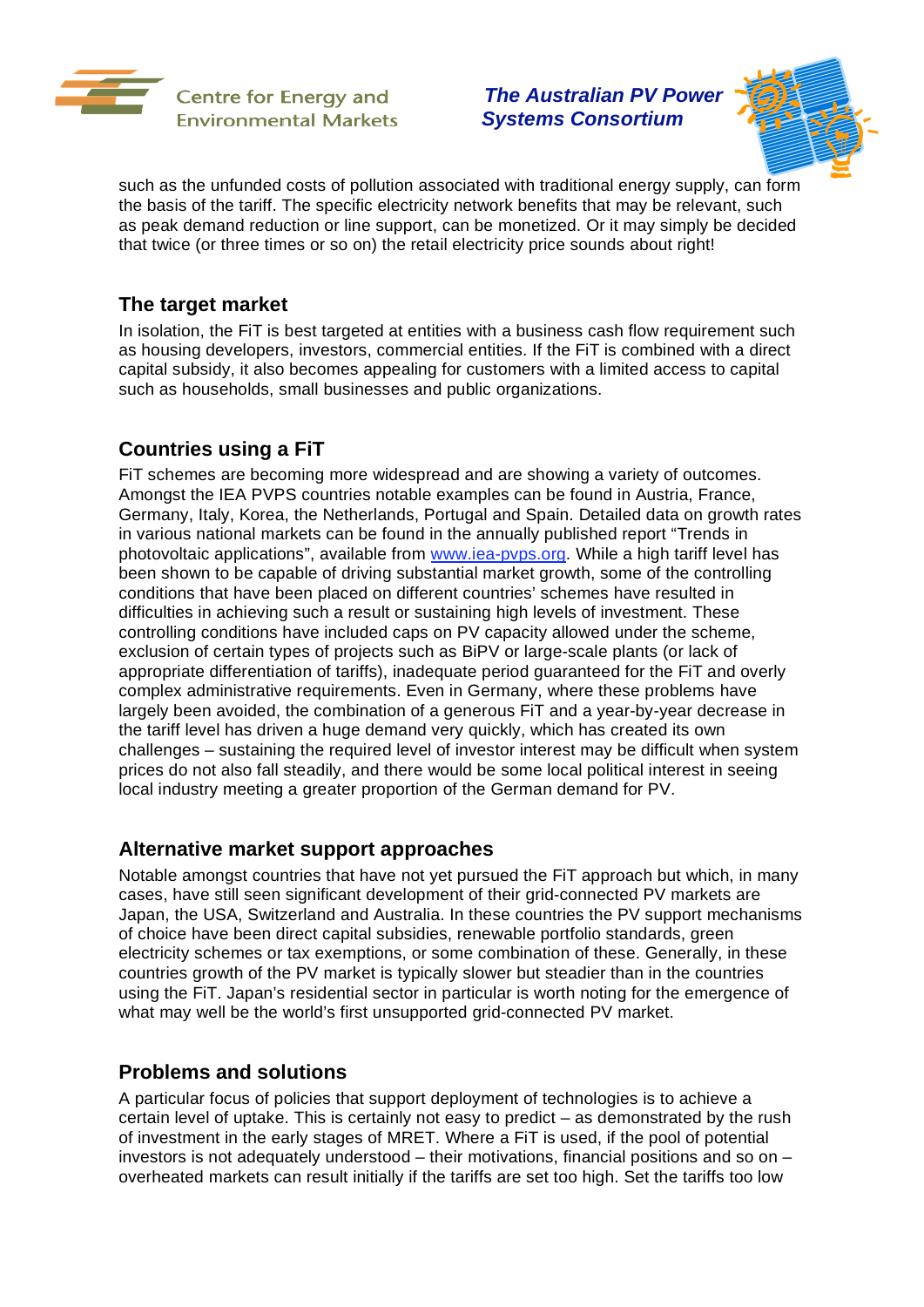such as the unfunded costs of pollution associated with traditional energy supply, can form the basis of the tariff. The specific electricity network benefits that may be relevant, such as peak demand reduction or line support, can be monetized. Or it may simply be decided that twice (or three times or so on) the retail electricity price sounds about right!

## The target market

In isolation, the FiT is best targeted at entities with a business cash flow requirement such as housing developers, investors, commercial entities. If the FiT is combined with a direct capital subsidy, it also becomes appealing for customers with a limited access to capital such as households, small businesses and public organizations.

## Countries using a FiT

FiT schemes are becoming more widespread and are showing a variety of outcomes. Amongst the IEA PVPS countries notable examples can be found in Austria, France, Germany, Italy, Korea, the Netherlands, Portugal and Spain. Detailed data on growth rates in various national markets can be found in the annually published report "Trends in photovoltaic applications", available from www.iea-pvps.org. While a high tariff level has been shown to be capable of driving substantial market growth, some of the controlling conditions that have been placed on different countries' schemes have resulted in difficulties in achieving such a result or sustaining high levels of investment. These controlling conditions have included caps on PV capacity allowed under the scheme, exclusion of certain types of projects such as BiPV or large-scale plants (or lack of appropriate differentiation of tariffs), inadequate period guaranteed for the FiT and overly complex administrative requirements. Even in Germany, where these problems have largely been avoided, the combination of a generous FiT and a year-by-year decrease in the tariff level has driven a huge demand very quickly, which has created its own challenges – sustaining the required level of investor interest may be difficult when system prices do not also fall steadily, and there would be some local political interest in seeing local industry meeting a greater proportion of the German demand for PV.

## Alternative market support approaches

Notable amongst countries that have not yet pursued the FiT approach but which, in many cases, have still seen significant development of their grid-connected PV markets are Japan, the USA, Switzerland and Australia. In these countries the PV support mechanisms of choice have been direct capital subsidies, renewable portfolio standards, green electricity schemes or tax exemptions, or some combination of these. Generally, in these countries growth of the PV market is typically slower but steadier than in the countries using the FiT. Japan's residential sector in particular is worth noting for the emergence of what may well be the world's first unsupported grid-connected PV market.

## Problems and solutions

A particular focus of policies that support deployment of technologies is to achieve a certain level of uptake. This is certainly not easy to predict – as demonstrated by the rush of investment in the early stages of MRET. Where a FiT is used, if the pool of potential investors is not adequately understood – their motivations, financial positions and so on – overheated markets can result initially if the tariffs are set too high. Set the tariffs too low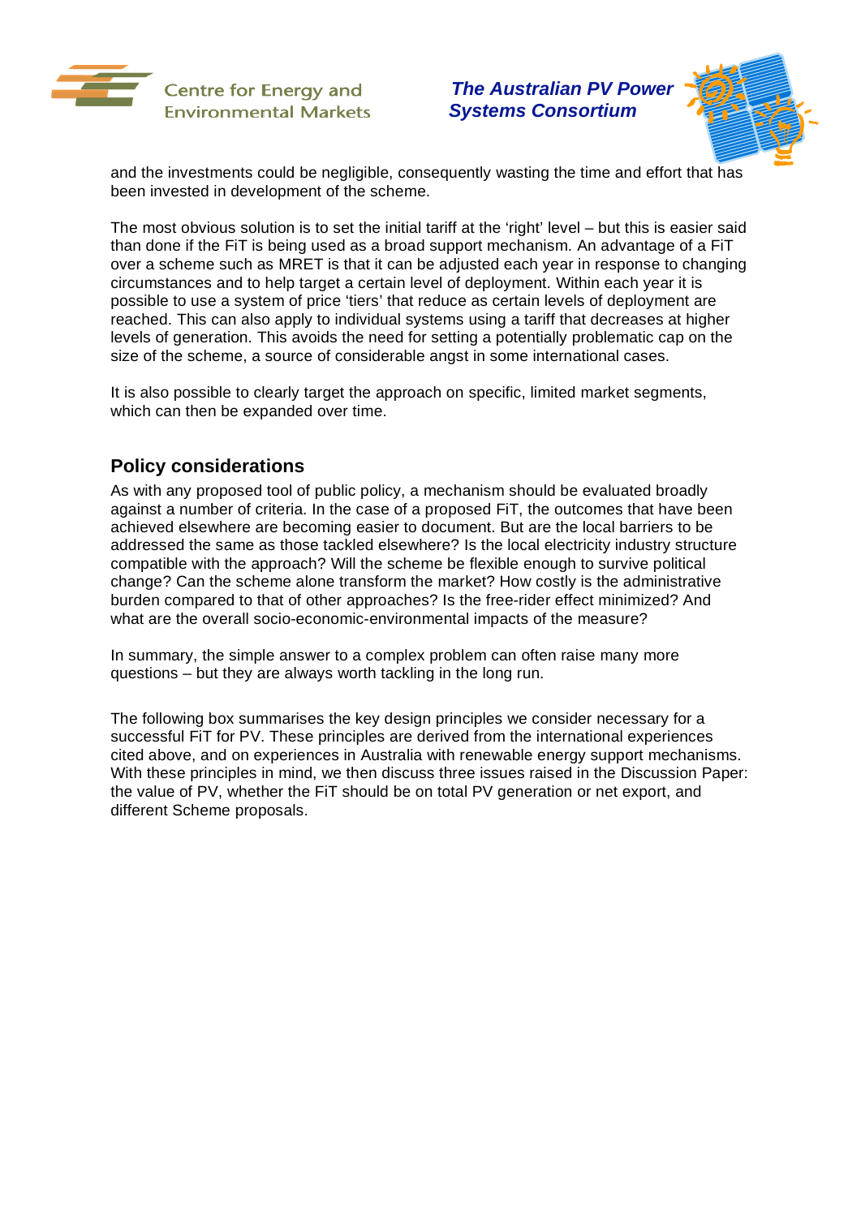and the investments could be negligible, consequently wasting the time and effort that has been invested in development of the scheme.

The most obvious solution is to set the initial tariff at the 'right' level – but this is easier said than done if the FiT is being used as a broad support mechanism. An advantage of a FiT over a scheme such as MRET is that it can be adjusted each year in response to changing circumstances and to help target a certain level of deployment. Within each year it is possible to use a system of price 'tiers' that reduce as certain levels of deployment are reached. This can also apply to individual systems using a tariff that decreases at higher levels of generation. This avoids the need for setting a potentially problematic cap on the size of the scheme, a source of considerable angst in some international cases.

It is also possible to clearly target the approach on specific, limited market segments, which can then be expanded over time.

## Policy considerations

As with any proposed tool of public policy, a mechanism should be evaluated broadly against a number of criteria. In the case of a proposed FiT, the outcomes that have been achieved elsewhere are becoming easier to document. But are the local barriers to be addressed the same as those tackled elsewhere? Is the local electricity industry structure compatible with the approach? Will the scheme be flexible enough to survive political change? Can the scheme alone transform the market? How costly is the administrative burden compared to that of other approaches? Is the free-rider effect minimized? And what are the overall socio-economic-environmental impacts of the measure?

In summary, the simple answer to a complex problem can often raise many more questions – but they are always worth tackling in the long run.

The following box summarises the key design principles we consider necessary for a successful FiT for PV. These principles are derived from the international experiences cited above, and on experiences in Australia with renewable energy support mechanisms. With these principles in mind, we then discuss three issues raised in the Discussion Paper: the value of PV, whether the FiT should be on total PV generation or net export, and different Scheme proposals.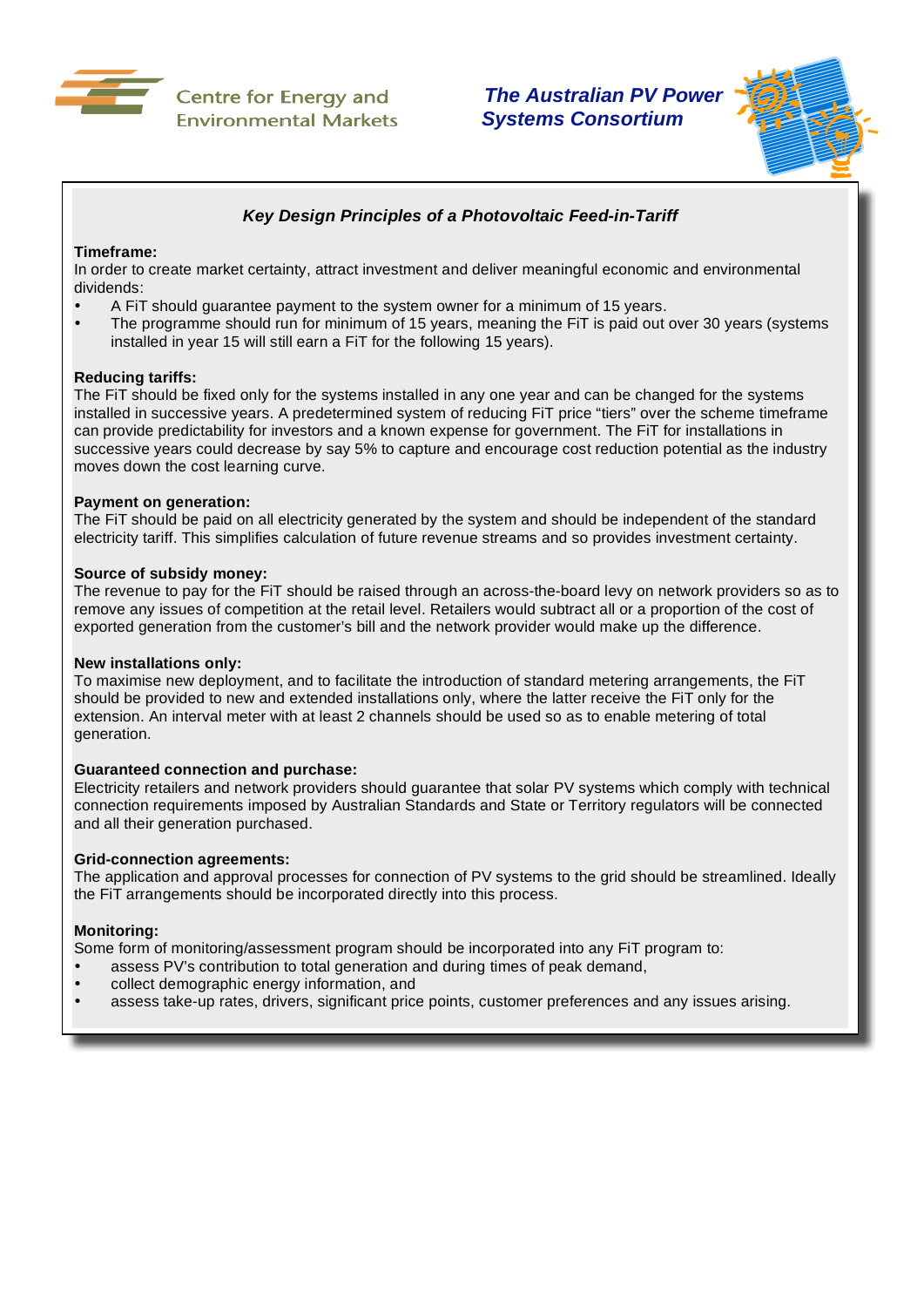Centre for Energy and Environmental Markets

***The Australian PV Power Systems Consortium***

## *Key Design Principles of a Photovoltaic Feed-in-Tariff*

**Timeframe:**
In order to create market certainty, attract investment and deliver meaningful economic and environmental dividends:

- A FiT should guarantee payment to the system owner for a minimum of 15 years.
- The programme should run for minimum of 15 years, meaning the FiT is paid out over 30 years (systems installed in year 15 will still earn a FiT for the following 15 years).

**Reducing tariffs:**
The FiT should be fixed only for the systems installed in any one year and can be changed for the systems installed in successive years. A predetermined system of reducing FiT price "tiers" over the scheme timeframe can provide predictability for investors and a known expense for government. The FiT for installations in successive years could decrease by say 5% to capture and encourage cost reduction potential as the industry moves down the cost learning curve.

**Payment on generation:**
The FiT should be paid on all electricity generated by the system and should be independent of the standard electricity tariff. This simplifies calculation of future revenue streams and so provides investment certainty.

**Source of subsidy money:**
The revenue to pay for the FiT should be raised through an across-the-board levy on network providers so as to remove any issues of competition at the retail level. Retailers would subtract all or a proportion of the cost of exported generation from the customer's bill and the network provider would make up the difference.

**New installations only:**
To maximise new deployment, and to facilitate the introduction of standard metering arrangements, the FiT should be provided to new and extended installations only, where the latter receive the FiT only for the extension. An interval meter with at least 2 channels should be used so as to enable metering of total generation.

**Guaranteed connection and purchase:**
Electricity retailers and network providers should guarantee that solar PV systems which comply with technical connection requirements imposed by Australian Standards and State or Territory regulators will be connected and all their generation purchased.

**Grid-connection agreements:**
The application and approval processes for connection of PV systems to the grid should be streamlined. Ideally the FiT arrangements should be incorporated directly into this process.

**Monitoring:**
Some form of monitoring/assessment program should be incorporated into any FiT program to:

- assess PV's contribution to total generation and during times of peak demand,
- collect demographic energy information, and
- assess take-up rates, drivers, significant price points, customer preferences and any issues arising.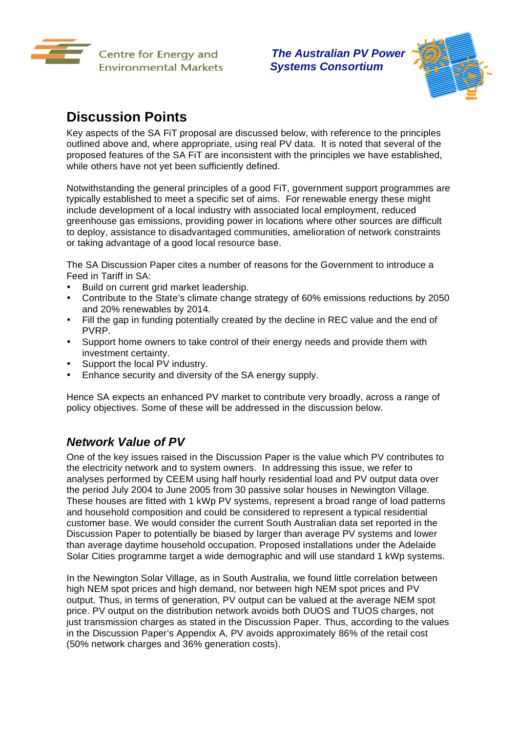## Discussion Points

Key aspects of the SA FiT proposal are discussed below, with reference to the principles outlined above and, where appropriate, using real PV data. It is noted that several of the proposed features of the SA FiT are inconsistent with the principles we have established, while others have not yet been sufficiently defined.

Notwithstanding the general principles of a good FiT, government support programmes are typically established to meet a specific set of aims. For renewable energy these might include development of a local industry with associated local employment, reduced greenhouse gas emissions, providing power in locations where other sources are difficult to deploy, assistance to disadvantaged communities, amelioration of network constraints or taking advantage of a good local resource base.

The SA Discussion Paper cites a number of reasons for the Government to introduce a Feed in Tariff in SA:

- Build on current grid market leadership.
- Contribute to the State's climate change strategy of 60% emissions reductions by 2050 and 20% renewables by 2014.
- Fill the gap in funding potentially created by the decline in REC value and the end of PVRP.
- Support home owners to take control of their energy needs and provide them with investment certainty.
- Support the local PV industry.
- Enhance security and diversity of the SA energy supply.

Hence SA expects an enhanced PV market to contribute very broadly, across a range of policy objectives. Some of these will be addressed in the discussion below.

### *Network Value of PV*

One of the key issues raised in the Discussion Paper is the value which PV contributes to the electricity network and to system owners. In addressing this issue, we refer to analyses performed by CEEM using half hourly residential load and PV output data over the period July 2004 to June 2005 from 30 passive solar houses in Newington Village. These houses are fitted with 1 kWp PV systems, represent a broad range of load patterns and household composition and could be considered to represent a typical residential customer base. We would consider the current South Australian data set reported in the Discussion Paper to potentially be biased by larger than average PV systems and lower than average daytime household occupation. Proposed installations under the Adelaide Solar Cities programme target a wide demographic and will use standard 1 kWp systems.

In the Newington Solar Village, as in South Australia, we found little correlation between high NEM spot prices and high demand, nor between high NEM spot prices and PV output. Thus, in terms of generation, PV output can be valued at the average NEM spot price. PV output on the distribution network avoids both DUOS and TUOS charges, not just transmission charges as stated in the Discussion Paper. Thus, according to the values in the Discussion Paper's Appendix A, PV avoids approximately 86% of the retail cost (50% network charges and 36% generation costs).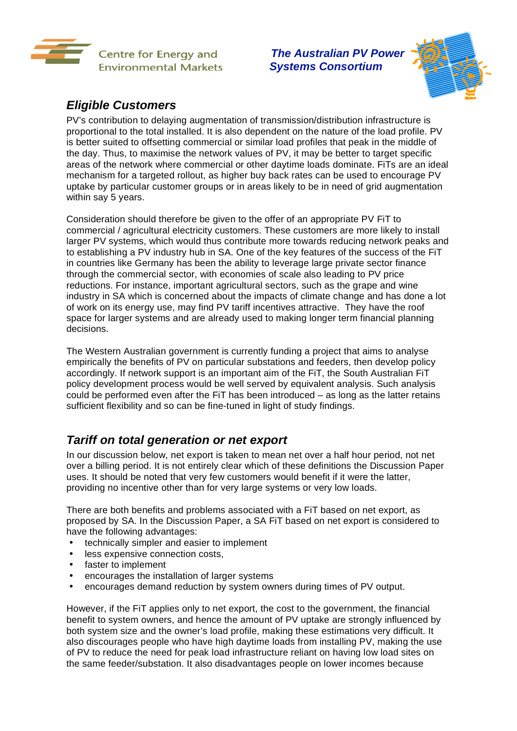## Eligible Customers

PV's contribution to delaying augmentation of transmission/distribution infrastructure is proportional to the total installed. It is also dependent on the nature of the load profile. PV is better suited to offsetting commercial or similar load profiles that peak in the middle of the day. Thus, to maximise the network values of PV, it may be better to target specific areas of the network where commercial or other daytime loads dominate. FiTs are an ideal mechanism for a targeted rollout, as higher buy back rates can be used to encourage PV uptake by particular customer groups or in areas likely to be in need of grid augmentation within say 5 years.

Consideration should therefore be given to the offer of an appropriate PV FiT to commercial / agricultural electricity customers. These customers are more likely to install larger PV systems, which would thus contribute more towards reducing network peaks and to establishing a PV industry hub in SA. One of the key features of the success of the FiT in countries like Germany has been the ability to leverage large private sector finance through the commercial sector, with economies of scale also leading to PV price reductions. For instance, important agricultural sectors, such as the grape and wine industry in SA which is concerned about the impacts of climate change and has done a lot of work on its energy use, may find PV tariff incentives attractive. They have the roof space for larger systems and are already used to making longer term financial planning decisions.

The Western Australian government is currently funding a project that aims to analyse empirically the benefits of PV on particular substations and feeders, then develop policy accordingly. If network support is an important aim of the FiT, the South Australian FiT policy development process would be well served by equivalent analysis. Such analysis could be performed even after the FiT has been introduced – as long as the latter retains sufficient flexibility and so can be fine-tuned in light of study findings.

## Tariff on total generation or net export

In our discussion below, net export is taken to mean net over a half hour period, not net over a billing period. It is not entirely clear which of these definitions the Discussion Paper uses. It should be noted that very few customers would benefit if it were the latter, providing no incentive other than for very large systems or very low loads.

There are both benefits and problems associated with a FiT based on net export, as proposed by SA. In the Discussion Paper, a SA FiT based on net export is considered to have the following advantages:

- technically simpler and easier to implement
- less expensive connection costs,
- faster to implement
- encourages the installation of larger systems
- encourages demand reduction by system owners during times of PV output.

However, if the FiT applies only to net export, the cost to the government, the financial benefit to system owners, and hence the amount of PV uptake are strongly influenced by both system size and the owner's load profile, making these estimations very difficult. It also discourages people who have high daytime loads from installing PV, making the use of PV to reduce the need for peak load infrastructure reliant on having low load sites on the same feeder/substation. It also disadvantages people on lower incomes because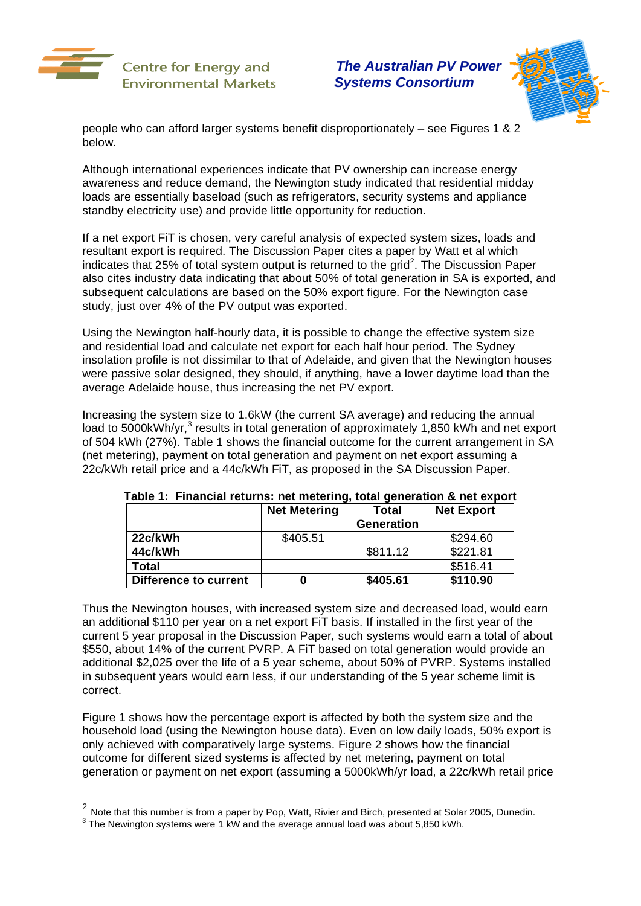people who can afford larger systems benefit disproportionately – see Figures 1 & 2 below.

Although international experiences indicate that PV ownership can increase energy awareness and reduce demand, the Newington study indicated that residential midday loads are essentially baseload (such as refrigerators, security systems and appliance standby electricity use) and provide little opportunity for reduction.

If a net export FiT is chosen, very careful analysis of expected system sizes, loads and resultant export is required. The Discussion Paper cites a paper by Watt et al which indicates that 25% of total system output is returned to the grid[2]. The Discussion Paper also cites industry data indicating that about 50% of total generation in SA is exported, and subsequent calculations are based on the 50% export figure. For the Newington case study, just over 4% of the PV output was exported.

Using the Newington half-hourly data, it is possible to change the effective system size and residential load and calculate net export for each half hour period. The Sydney insolation profile is not dissimilar to that of Adelaide, and given that the Newington houses were passive solar designed, they should, if anything, have a lower daytime load than the average Adelaide house, thus increasing the net PV export.

Increasing the system size to 1.6kW (the current SA average) and reducing the annual load to 5000kWh/yr,[3] results in total generation of approximately 1,850 kWh and net export of 504 kWh (27%). Table 1 shows the financial outcome for the current arrangement in SA (net metering), payment on total generation and payment on net export assuming a 22c/kWh retail price and a 44c/kWh FiT, as proposed in the SA Discussion Paper.

**Table 1: Financial returns: net metering, total generation & net export**

| | Net Metering | Total Generation | Net Export |
|---|---|---|---|
| **22c/kWh** | $405.51 | | $294.60 |
| **44c/kWh** | | $811.12 | $221.81 |
| **Total** | | | $516.41 |
| **Difference to current** | **0** | **$405.61** | **$110.90** |

Thus the Newington houses, with increased system size and decreased load, would earn an additional $110 per year on a net export FiT basis. If installed in the first year of the current 5 year proposal in the Discussion Paper, such systems would earn a total of about $550, about 14% of the current PVRP. A FiT based on total generation would provide an additional $2,025 over the life of a 5 year scheme, about 50% of PVRP. Systems installed in subsequent years would earn less, if our understanding of the 5 year scheme limit is correct.

Figure 1 shows how the percentage export is affected by both the system size and the household load (using the Newington house data). Even on low daily loads, 50% export is only achieved with comparatively large systems. Figure 2 shows how the financial outcome for different sized systems is affected by net metering, payment on total generation or payment on net export (assuming a 5000kWh/yr load, a 22c/kWh retail price

---

[2] Note that this number is from a paper by Pop, Watt, Rivier and Birch, presented at Solar 2005, Dunedin.

[3] The Newington systems were 1 kW and the average annual load was about 5,850 kWh.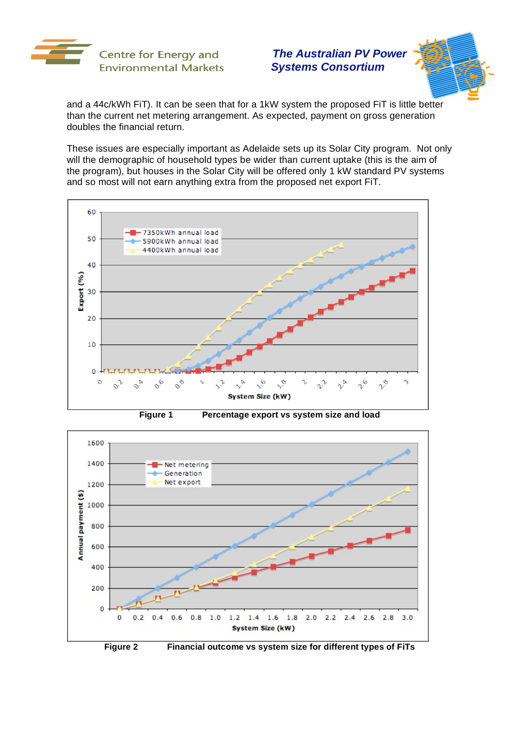and a 44c/kWh FiT). It can be seen that for a 1kW system the proposed FiT is little better than the current net metering arrangement. As expected, payment on gross generation doubles the financial return.

These issues are especially important as Adelaide sets up its Solar City program. Not only will the demographic of household types be wider than current uptake (this is the aim of the program), but houses in the Solar City will be offered only 1 kW standard PV systems and so most will not earn anything extra from the proposed net export FiT.

**Figure 1** Percentage export vs system size and load

**Figure 2** Financial outcome vs system size for different types of FiTs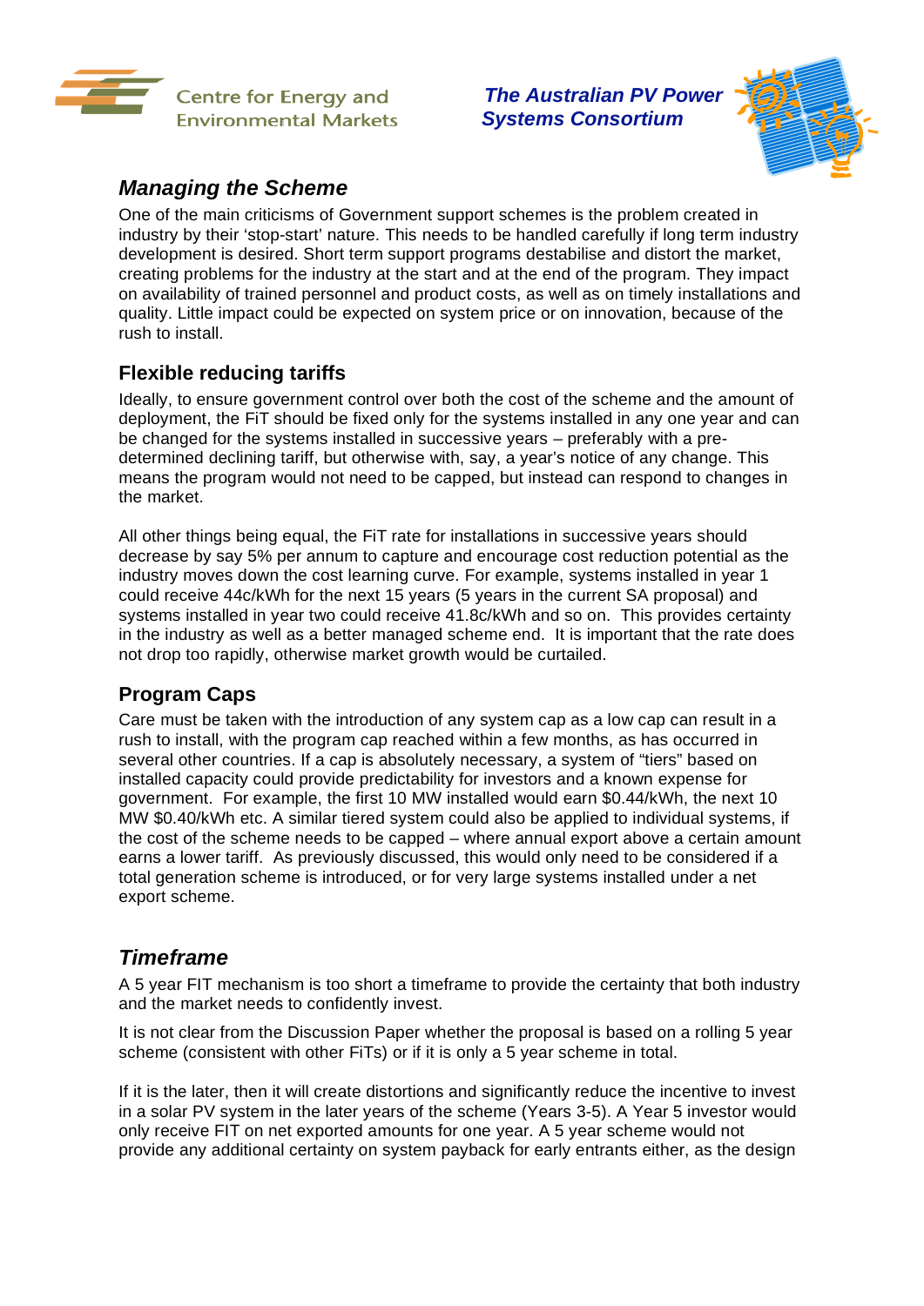## *Managing the Scheme*

One of the main criticisms of Government support schemes is the problem created in industry by their 'stop-start' nature. This needs to be handled carefully if long term industry development is desired. Short term support programs destabilise and distort the market, creating problems for the industry at the start and at the end of the program. They impact on availability of trained personnel and product costs, as well as on timely installations and quality. Little impact could be expected on system price or on innovation, because of the rush to install.

### Flexible reducing tariffs

Ideally, to ensure government control over both the cost of the scheme and the amount of deployment, the FiT should be fixed only for the systems installed in any one year and can be changed for the systems installed in successive years – preferably with a pre-determined declining tariff, but otherwise with, say, a year's notice of any change. This means the program would not need to be capped, but instead can respond to changes in the market.

All other things being equal, the FiT rate for installations in successive years should decrease by say 5% per annum to capture and encourage cost reduction potential as the industry moves down the cost learning curve. For example, systems installed in year 1 could receive 44c/kWh for the next 15 years (5 years in the current SA proposal) and systems installed in year two could receive 41.8c/kWh and so on. This provides certainty in the industry as well as a better managed scheme end. It is important that the rate does not drop too rapidly, otherwise market growth would be curtailed.

### Program Caps

Care must be taken with the introduction of any system cap as a low cap can result in a rush to install, with the program cap reached within a few months, as has occurred in several other countries. If a cap is absolutely necessary, a system of "tiers" based on installed capacity could provide predictability for investors and a known expense for government. For example, the first 10 MW installed would earn $0.44/kWh, the next 10 MW $0.40/kWh etc. A similar tiered system could also be applied to individual systems, if the cost of the scheme needs to be capped – where annual export above a certain amount earns a lower tariff. As previously discussed, this would only need to be considered if a total generation scheme is introduced, or for very large systems installed under a net export scheme.

## *Timeframe*

A 5 year FIT mechanism is too short a timeframe to provide the certainty that both industry and the market needs to confidently invest.

It is not clear from the Discussion Paper whether the proposal is based on a rolling 5 year scheme (consistent with other FiTs) or if it is only a 5 year scheme in total.

If it is the later, then it will create distortions and significantly reduce the incentive to invest in a solar PV system in the later years of the scheme (Years 3-5). A Year 5 investor would only receive FIT on net exported amounts for one year. A 5 year scheme would not provide any additional certainty on system payback for early entrants either, as the design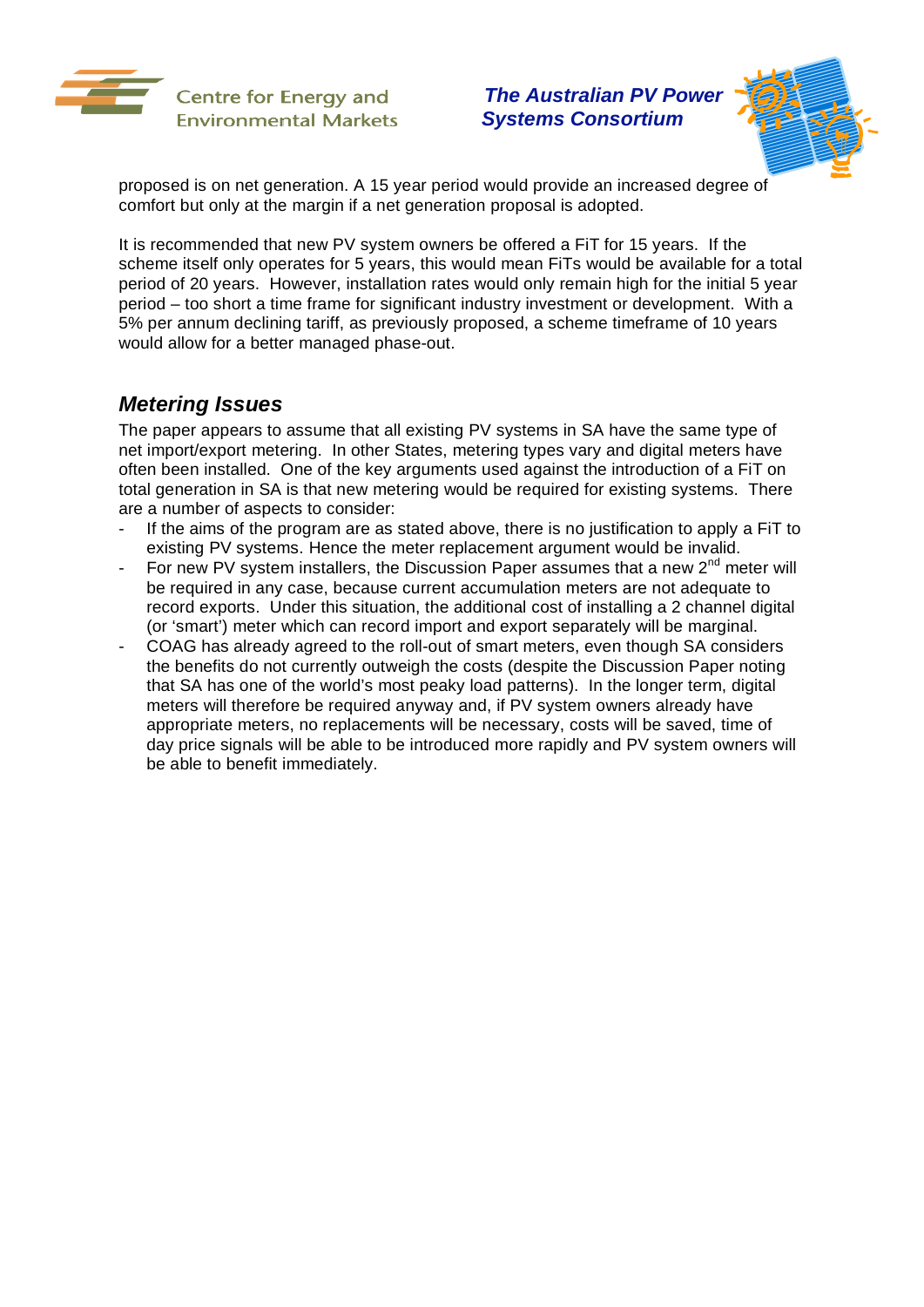proposed is on net generation. A 15 year period would provide an increased degree of comfort but only at the margin if a net generation proposal is adopted.

It is recommended that new PV system owners be offered a FiT for 15 years. If the scheme itself only operates for 5 years, this would mean FiTs would be available for a total period of 20 years. However, installation rates would only remain high for the initial 5 year period – too short a time frame for significant industry investment or development. With a 5% per annum declining tariff, as previously proposed, a scheme timeframe of 10 years would allow for a better managed phase-out.

## *Metering Issues*

The paper appears to assume that all existing PV systems in SA have the same type of net import/export metering. In other States, metering types vary and digital meters have often been installed. One of the key arguments used against the introduction of a FiT on total generation in SA is that new metering would be required for existing systems. There are a number of aspects to consider:

- If the aims of the program are as stated above, there is no justification to apply a FiT to existing PV systems. Hence the meter replacement argument would be invalid.
- For new PV system installers, the Discussion Paper assumes that a new 2nd meter will be required in any case, because current accumulation meters are not adequate to record exports. Under this situation, the additional cost of installing a 2 channel digital (or 'smart') meter which can record import and export separately will be marginal.
- COAG has already agreed to the roll-out of smart meters, even though SA considers the benefits do not currently outweigh the costs (despite the Discussion Paper noting that SA has one of the world's most peaky load patterns). In the longer term, digital meters will therefore be required anyway and, if PV system owners already have appropriate meters, no replacements will be necessary, costs will be saved, time of day price signals will be able to be introduced more rapidly and PV system owners will be able to benefit immediately.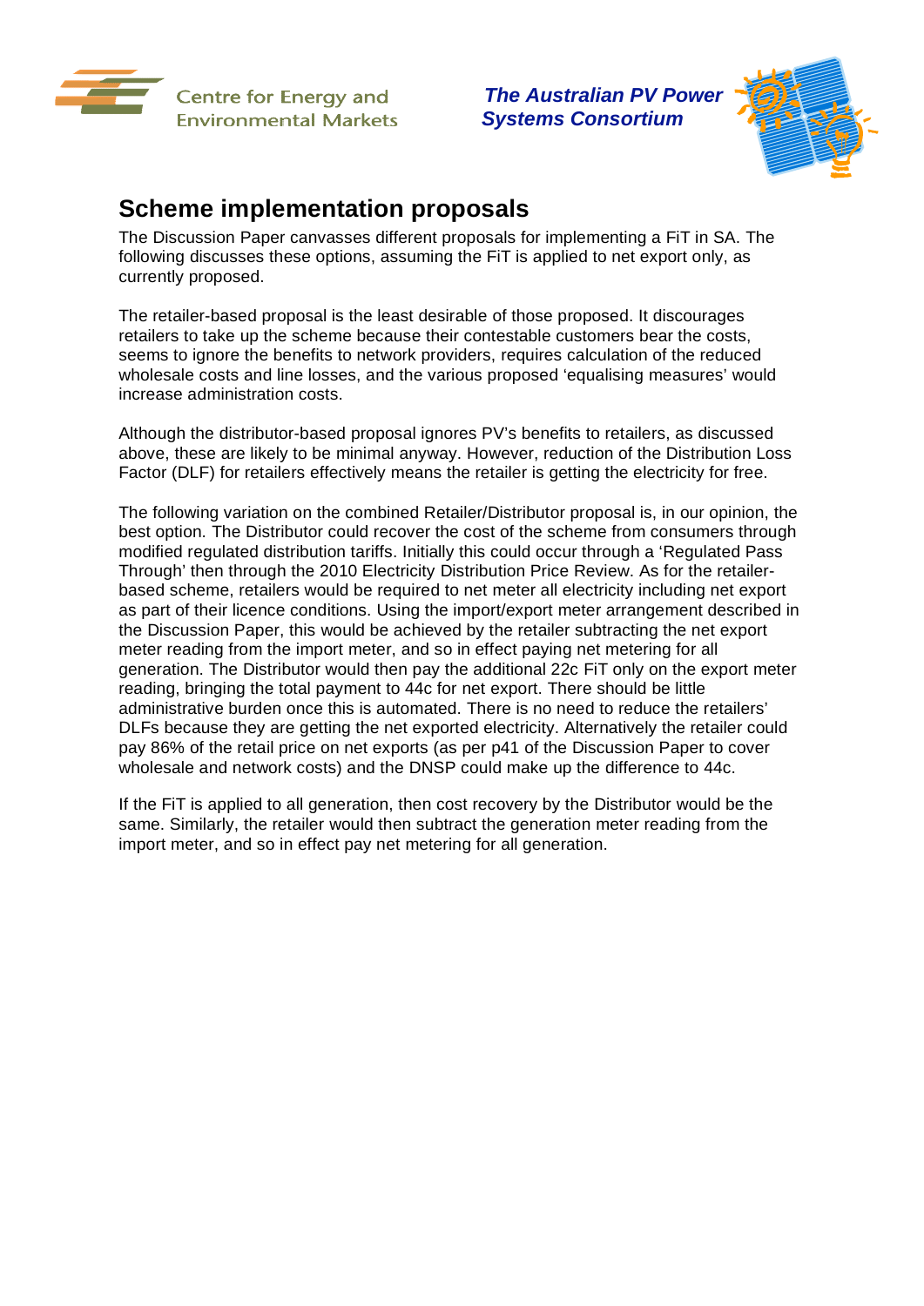## Scheme implementation proposals

The Discussion Paper canvasses different proposals for implementing a FiT in SA. The following discusses these options, assuming the FiT is applied to net export only, as currently proposed.

The retailer-based proposal is the least desirable of those proposed. It discourages retailers to take up the scheme because their contestable customers bear the costs, seems to ignore the benefits to network providers, requires calculation of the reduced wholesale costs and line losses, and the various proposed 'equalising measures' would increase administration costs.

Although the distributor-based proposal ignores PV's benefits to retailers, as discussed above, these are likely to be minimal anyway. However, reduction of the Distribution Loss Factor (DLF) for retailers effectively means the retailer is getting the electricity for free.

The following variation on the combined Retailer/Distributor proposal is, in our opinion, the best option. The Distributor could recover the cost of the scheme from consumers through modified regulated distribution tariffs. Initially this could occur through a 'Regulated Pass Through' then through the 2010 Electricity Distribution Price Review. As for the retailer-based scheme, retailers would be required to net meter all electricity including net export as part of their licence conditions. Using the import/export meter arrangement described in the Discussion Paper, this would be achieved by the retailer subtracting the net export meter reading from the import meter, and so in effect paying net metering for all generation. The Distributor would then pay the additional 22c FiT only on the export meter reading, bringing the total payment to 44c for net export. There should be little administrative burden once this is automated. There is no need to reduce the retailers' DLFs because they are getting the net exported electricity. Alternatively the retailer could pay 86% of the retail price on net exports (as per p41 of the Discussion Paper to cover wholesale and network costs) and the DNSP could make up the difference to 44c.

If the FiT is applied to all generation, then cost recovery by the Distributor would be the same. Similarly, the retailer would then subtract the generation meter reading from the import meter, and so in effect pay net metering for all generation.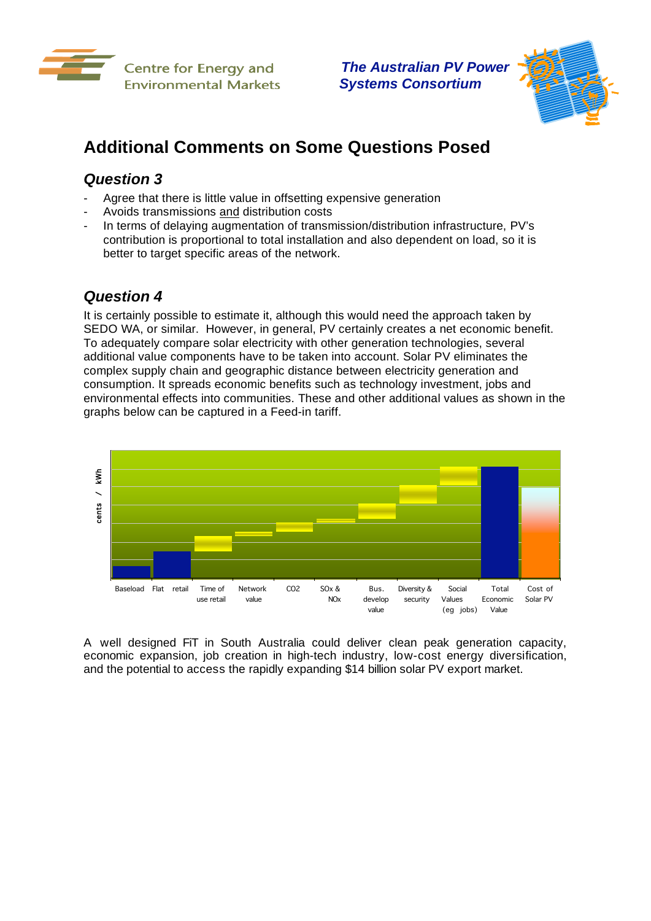Centre for Energy and Environmental Markets

*The Australian PV Power Systems Consortium*

## Additional Comments on Some Questions Posed

### *Question 3*

- Agree that there is little value in offsetting expensive generation
- Avoids transmissions and distribution costs
- In terms of delaying augmentation of transmission/distribution infrastructure, PV's contribution is proportional to total installation and also dependent on load, so it is better to target specific areas of the network.

### *Question 4*

It is certainly possible to estimate it, although this would need the approach taken by SEDO WA, or similar. However, in general, PV certainly creates a net economic benefit. To adequately compare solar electricity with other generation technologies, several additional value components have to be taken into account. Solar PV eliminates the complex supply chain and geographic distance between electricity generation and consumption. It spreads economic benefits such as technology investment, jobs and environmental effects into communities. These and other additional values as shown in the graphs below can be captured in a Feed-in tariff.

cents / kWh

Baseload | Flat retail | Time of use retail | Network value | CO2 | SOx & NOx | Bus. develop value | Diversity & security | Social Values (eg jobs) | Total Economic Value | Cost of Solar PV

A well designed FiT in South Australia could deliver clean peak generation capacity, economic expansion, job creation in high-tech industry, low-cost energy diversification, and the potential to access the rapidly expanding $14 billion solar PV export market.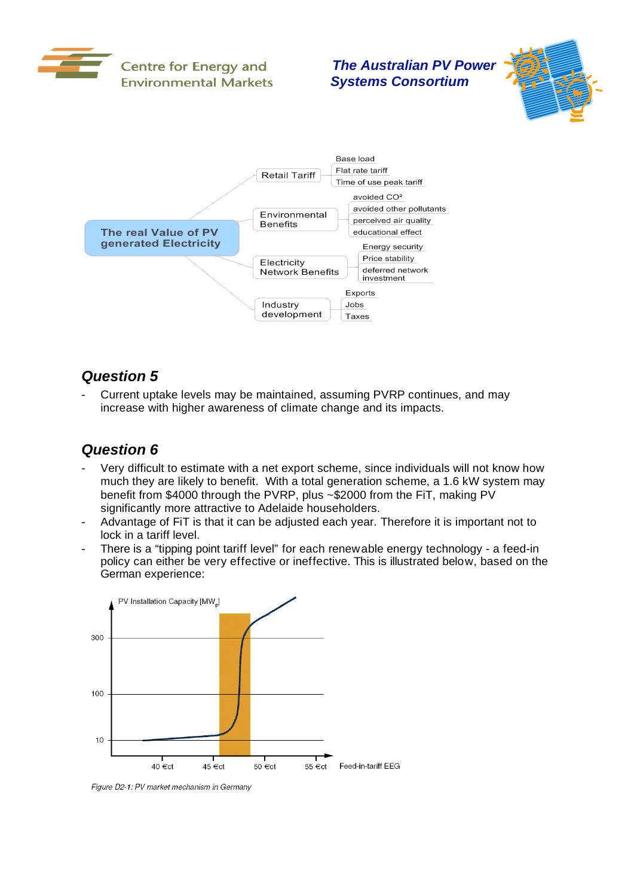The real Value of PV generated Electricity

Retail Tariff
Base load
Flat rate tariff
Time of use peak tariff

Environmental Benefits
avoided $CO^2$
avoided other pollutants
perceived air quality
educational effect

Electricity Network Benefits
Energy security
Price stability
deferred network investment

Industry development
Exports
Jobs
Taxes

## Question 5

- Current uptake levels may be maintained, assuming PVRP continues, and may increase with higher awareness of climate change and its impacts.

## Question 6

- Very difficult to estimate with a net export scheme, since individuals will not know how much they are likely to benefit. With a total generation scheme, a 1.6 kW system may benefit from $4000 through the PVRP, plus ~$2000 from the FiT, making PV significantly more attractive to Adelaide householders.
- Advantage of FiT is that it can be adjusted each year. Therefore it is important not to lock in a tariff level.
- There is a “tipping point tariff level” for each renewable energy technology - a feed-in policy can either be very effective or ineffective. This is illustrated below, based on the German experience:

PV Installation Capacity [$MW_p$]
300
100
10
40 €ct
45 €ct
50 €ct
55 €ct
Feed-in-tariff EEG

*Figure D2-1: PV market mechanism in Germany*